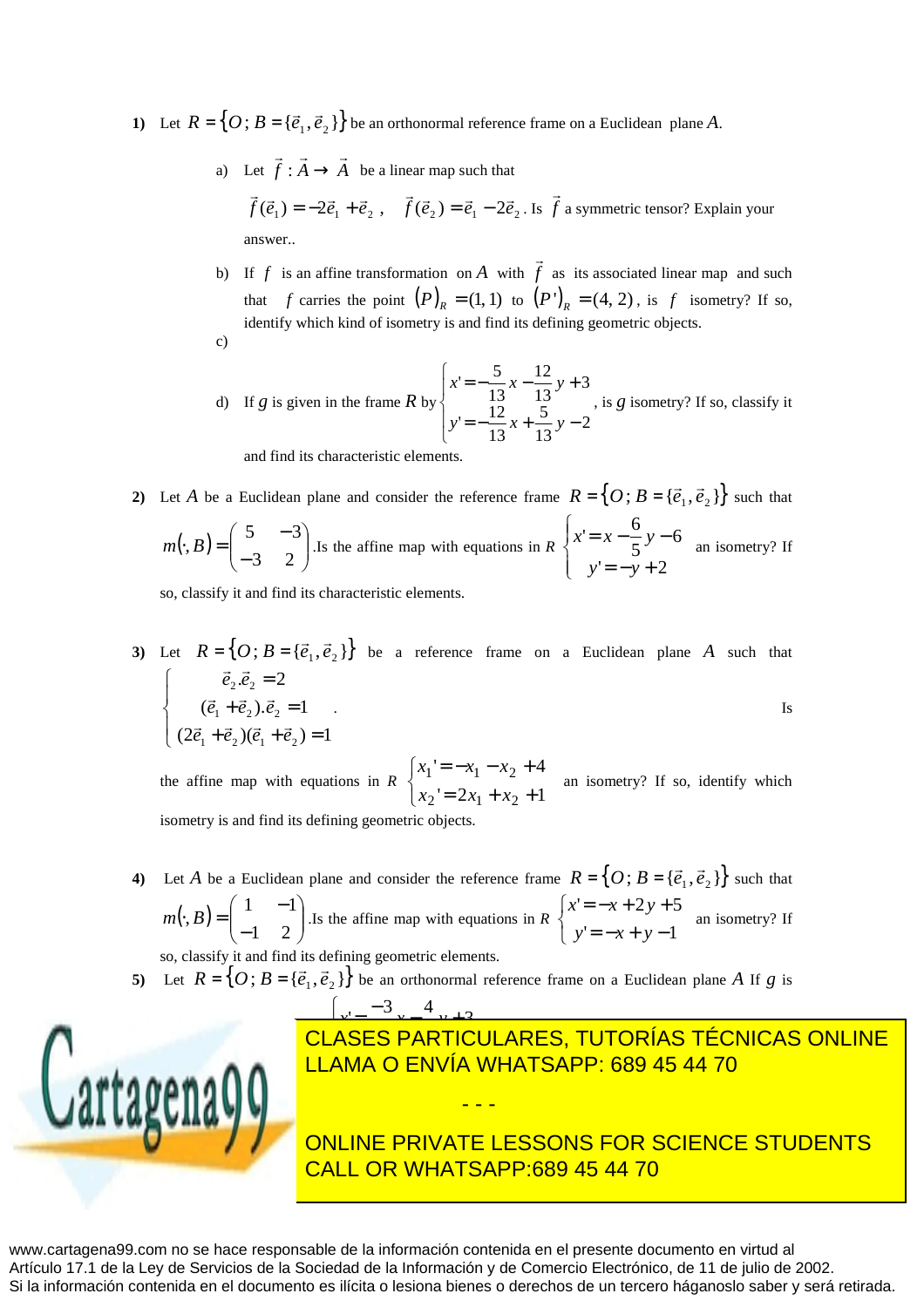1) Let $R = \{O; B = \{\vec{e}_1, \vec{e}_2\}\}$ be an orthonormal reference frame on a Euclidean plane $A$.

a) Let $\vec{f} : \vec{A} \to \vec{A}$ be a linear map such that

$\vec{f}(\vec{e}_1) = -2\vec{e}_1 + \vec{e}_2$ , $\vec{f}(\vec{e}_2) = \vec{e}_1 - 2\vec{e}_2$. Is $\vec{f}$ a symmetric tensor? Explain your answer..

b) If $f$ is an affine transformation on $A$ with $\vec{f}$ as its associated linear map and such that $f$ carries the point $(P)_R = (1,1)$ to $(P')_R = (4,2)$, is $f$ isometry? If so, identify which kind of isometry is and find its defining geometric objects.

c)

d) If $g$ is given in the frame $R$ by $\begin{cases} x' = -\dfrac{5}{13}x - \dfrac{12}{13}y + 3 \\ y' = -\dfrac{12}{13}x + \dfrac{5}{13}y - 2 \end{cases}$, is $g$ isometry? If so, classify it and find its characteristic elements.

2) Let $A$ be a Euclidean plane and consider the reference frame $R = \{O; B = \{\vec{e}_1, \vec{e}_2\}\}$ such that $m(\cdot, B) = \begin{pmatrix} 5 & -3 \\ -3 & 2 \end{pmatrix}$.Is the affine map with equations in $R$ $\begin{cases} x' = x - \dfrac{6}{5}y - 6 \\ y' = -y + 2 \end{cases}$ an isometry? If so, classify it and find its characteristic elements.

3) Let $R = \{O; B = \{\vec{e}_1, \vec{e}_2\}\}$ be a reference frame on a Euclidean plane $A$ such that $\begin{cases} \vec{e}_2.\vec{e}_2 = 2 \\ (\vec{e}_1 + \vec{e}_2).\vec{e}_2 = 1 \\ (2\vec{e}_1 + \vec{e}_2)(\vec{e}_1 + \vec{e}_2) = 1 \end{cases}$. Is the affine map with equations in $R$ $\begin{cases} x_1' = -x_1 - x_2 + 4 \\ x_2' = 2x_1 + x_2 + 1 \end{cases}$ an isometry? If so, identify which isometry is and find its defining geometric objects.

4) Let $A$ be a Euclidean plane and consider the reference frame $R = \{O; B = \{\vec{e}_1, \vec{e}_2\}\}$ such that $m(\cdot, B) = \begin{pmatrix} 1 & -1 \\ -1 & 2 \end{pmatrix}$.Is the affine map with equations in $R$ $\begin{cases} x' = -x + 2y + 5 \\ y' = -x + y - 1 \end{cases}$ an isometry? If so, classify it and find its defining geometric elements.

5) Let $R = \{O; B = \{\vec{e}_1, \vec{e}_2\}\}$ be an orthonormal reference frame on a Euclidean plane $A$ If $g$ is

$x' = \dfrac{-3}{\;}x - \dfrac{4}{\;}y + 3$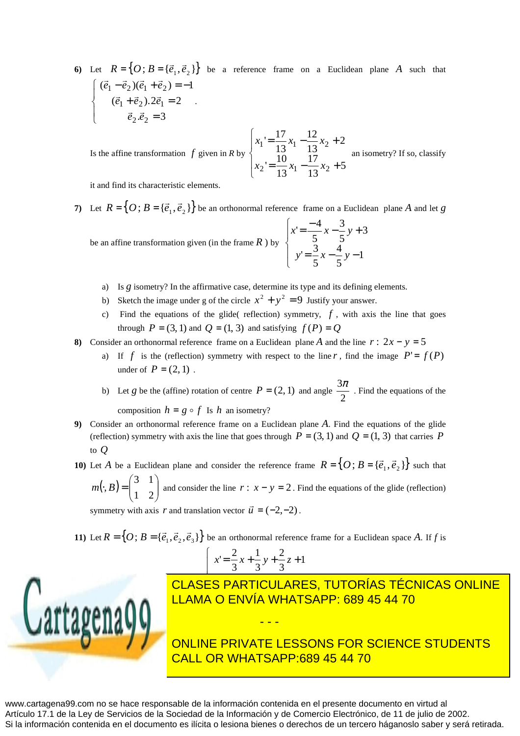**6)** Let $R = \{O; B = \{\vec{e}_1, \vec{e}_2\}\}$ be a reference frame on a Euclidean plane $A$ such that

$$\begin{cases} (\vec{e}_1 - \vec{e}_2)(\vec{e}_1 + \vec{e}_2) = -1 \\ (\vec{e}_1 + \vec{e}_2).2\vec{e}_1 = 2 \\ \vec{e}_2.\vec{e}_2 = 3 \end{cases}.$$

Is the affine transformation $f$ given in $R$ by $\begin{cases} x_1' = \dfrac{17}{13}x_1 - \dfrac{12}{13}x_2 + 2 \\ x_2' = \dfrac{10}{13}x_1 - \dfrac{17}{13}x_2 + 5 \end{cases}$ an isometry? If so, classify it and find its characteristic elements.

**7)** Let $R = \{O; B = \{\vec{e}_1, \vec{e}_2\}\}$ be an orthonormal reference frame on a Euclidean plane $A$ and let $g$ be an affine transformation given (in the frame $R$) by $\begin{cases} x' = \dfrac{-4}{5}x - \dfrac{3}{5}y + 3 \\ y' = \dfrac{3}{5}x - \dfrac{4}{5}y - 1 \end{cases}$

a) Is $g$ isometry? In the affirmative case, determine its type and its defining elements.

b) Sketch the image under g of the circle $x^2 + y^2 = 9$ Justify your answer.

c) Find the equations of the glide( reflection) symmetry, $f$, with axis the line that goes through $P = (3, 1)$ and $Q = (1, 3)$ and satisfying $f(P) = Q$

**8)** Consider an orthonormal reference frame on a Euclidean plane $A$ and the line $r: \; 2x - y = 5$

a) If $f$ is the (reflection) symmetry with respect to the line $r$, find the image $P' = f(P)$ under of $P = (2, 1)$ .

b) Let $g$ be the (affine) rotation of centre $P = (2, 1)$ and angle $\dfrac{3\pi}{2}$ . Find the equations of the composition $h = g \circ f$ Is $h$ an isometry?

**9)** Consider an orthonormal reference frame on a Euclidean plane $A$. Find the equations of the glide (reflection) symmetry with axis the line that goes through $P = (3, 1)$ and $Q = (1, 3)$ that carries $P$ to $Q$

**10)** Let $A$ be a Euclidean plane and consider the reference frame $R = \{O; B = \{\vec{e}_1, \vec{e}_2\}\}$ such that $m(\cdot, B) = \begin{pmatrix} 3 & 1 \\ 1 & 2 \end{pmatrix}$ and consider the line $r: \; x - y = 2$ . Find the equations of the glide (reflection) symmetry with axis $r$ and translation vector $\vec{u} = (-2, -2)$ .

**11)** Let $R = \{O; B = \{\vec{e}_1, \vec{e}_2, \vec{e}_3\}\}$ be an orthonormal reference frame for a Euclidean space $A$. If $f$ is

$$x' = \frac{2}{3}x + \frac{1}{3}y + \frac{2}{3}z + 1$$

CLASES PARTICULARES, TUTORÍAS TÉCNICAS ONLINE
LLAMA O ENVÍA WHATSAPP: 689 45 44 70

- - -

ONLINE PRIVATE LESSONS FOR SCIENCE STUDENTS
CALL OR WHATSAPP:689 45 44 70

www.cartagena99.com no se hace responsable de la información contenida en el presente documento en virtud al Artículo 17.1 de la Ley de Servicios de la Sociedad de la Información y de Comercio Electrónico, de 11 de julio de 2002. Si la información contenida en el documento es ilícita o lesiona bienes o derechos de un tercero háganoslo saber y será retirada.